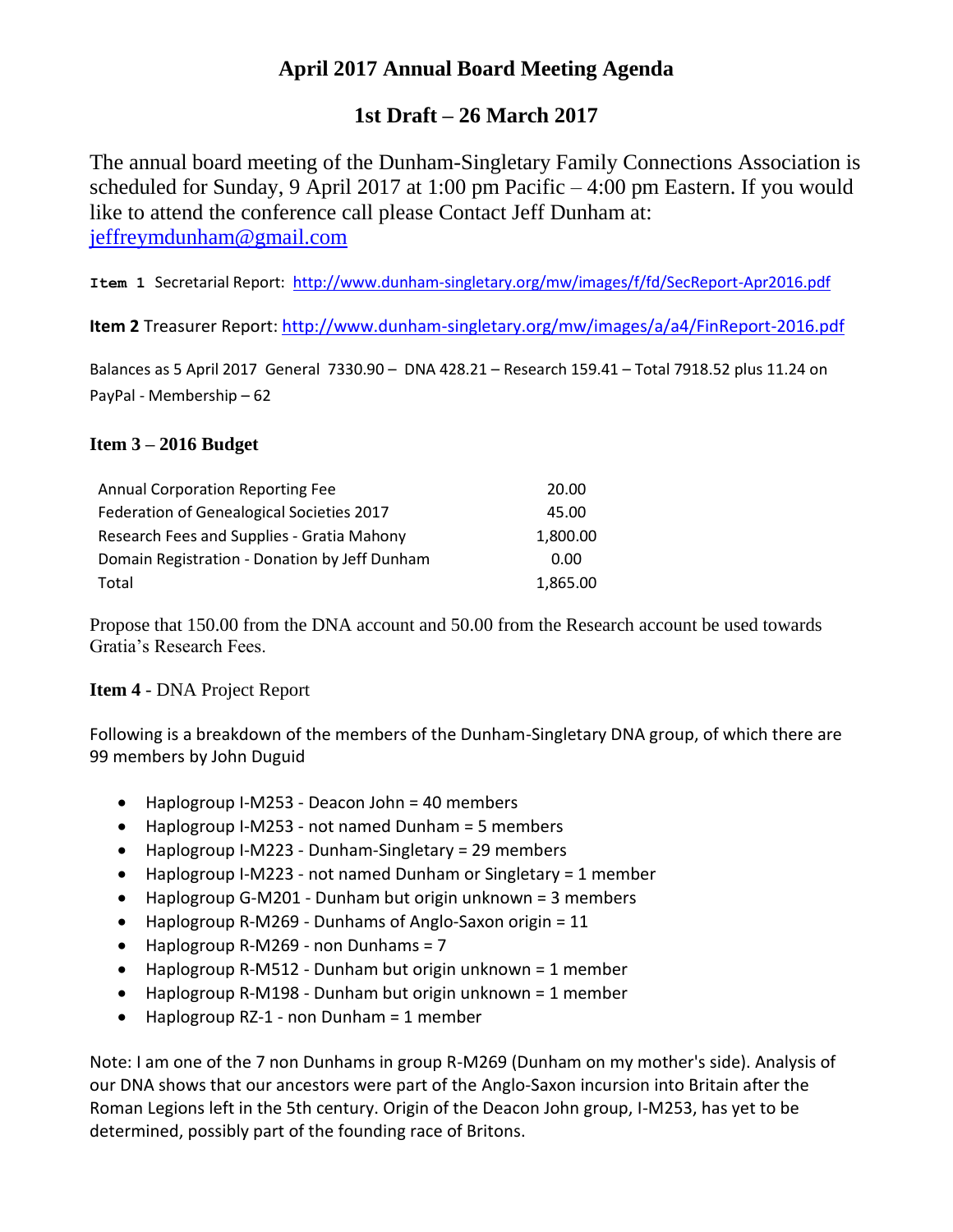# April 2017 Annual Board Meeting Agenda

## 1st Draft – 26 March 2017

The annual board meeting of the Dunham-Singletary Family Connections Association is scheduled for Sunday, 9 April 2017 at 1:00 pm Pacific – 4:00 pm Eastern. If you would like to attend the conference call please Contact Jeff Dunham at: jeffreymdunham@gmail.com

**Item 1** Secretarial Report: http://www.dunham-singletary.org/mw/images/f/fd/SecReport-Apr2016.pdf

**Item 2** Treasurer Report: http://www.dunham-singletary.org/mw/images/a/a4/FinReport-2016.pdf

Balances as 5 April 2017 General 7330.90 – DNA 428.21 – Research 159.41 – Total 7918.52 plus 11.24 on PayPal - Membership – 62

### Item 3 – 2016 Budget

| | |
|---|---|
| Annual Corporation Reporting Fee | 20.00 |
| Federation of Genealogical Societies 2017 | 45.00 |
| Research Fees and Supplies - Gratia Mahony | 1,800.00 |
| Domain Registration - Donation by Jeff Dunham | 0.00 |
| Total | 1,865.00 |

Propose that 150.00 from the DNA account and 50.00 from the Research account be used towards Gratia's Research Fees.

**Item 4** - DNA Project Report

Following is a breakdown of the members of the Dunham-Singletary DNA group, of which there are 99 members by John Duguid

- Haplogroup I-M253 - Deacon John = 40 members
- Haplogroup I-M253 - not named Dunham = 5 members
- Haplogroup I-M223 - Dunham-Singletary = 29 members
- Haplogroup I-M223 - not named Dunham or Singletary = 1 member
- Haplogroup G-M201 - Dunham but origin unknown = 3 members
- Haplogroup R-M269 - Dunhams of Anglo-Saxon origin = 11
- Haplogroup R-M269 - non Dunhams = 7
- Haplogroup R-M512 - Dunham but origin unknown = 1 member
- Haplogroup R-M198 - Dunham but origin unknown = 1 member
- Haplogroup RZ-1 - non Dunham = 1 member

Note: I am one of the 7 non Dunhams in group R-M269 (Dunham on my mother's side). Analysis of our DNA shows that our ancestors were part of the Anglo-Saxon incursion into Britain after the Roman Legions left in the 5th century. Origin of the Deacon John group, I-M253, has yet to be determined, possibly part of the founding race of Britons.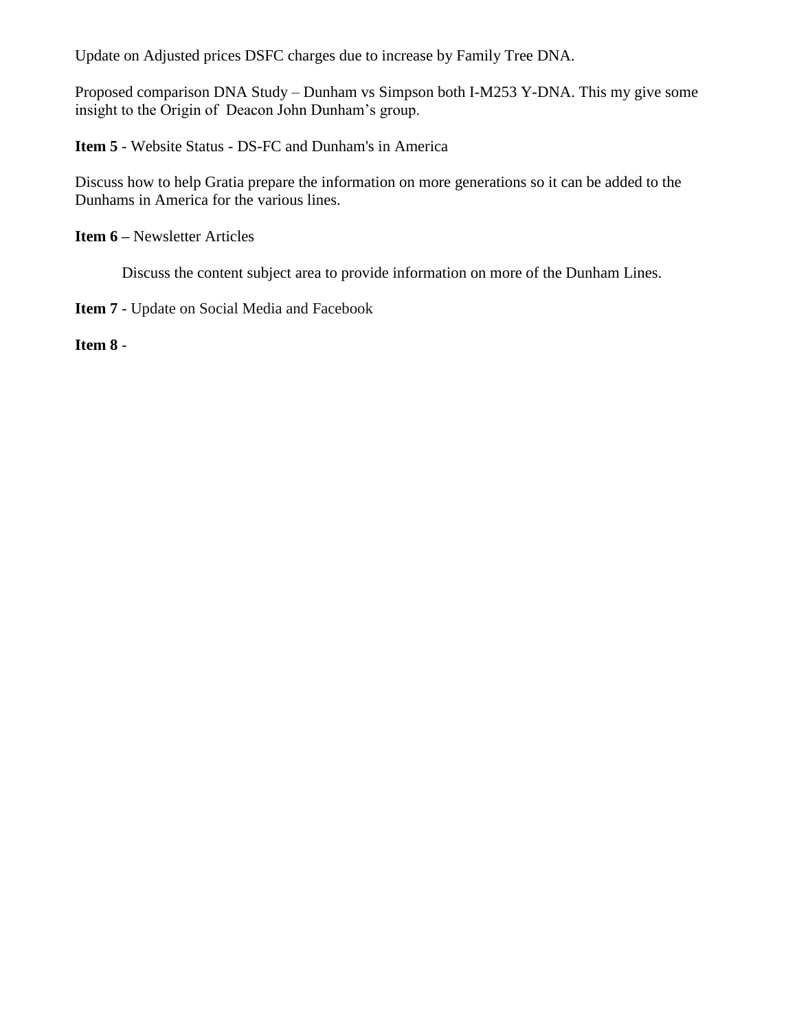Update on Adjusted prices DSFC charges due to increase by Family Tree DNA.

Proposed comparison DNA Study – Dunham vs Simpson both I-M253 Y-DNA. This my give some insight to the Origin of  Deacon John Dunham's group.

**Item 5** - Website Status - DS-FC and Dunham's in America

Discuss how to help Gratia prepare the information on more generations so it can be added to the Dunhams in America for the various lines.

**Item 6 –** Newsletter Articles

Discuss the content subject area to provide information on more of the Dunham Lines.

**Item 7** - Update on Social Media and Facebook

**Item 8** -